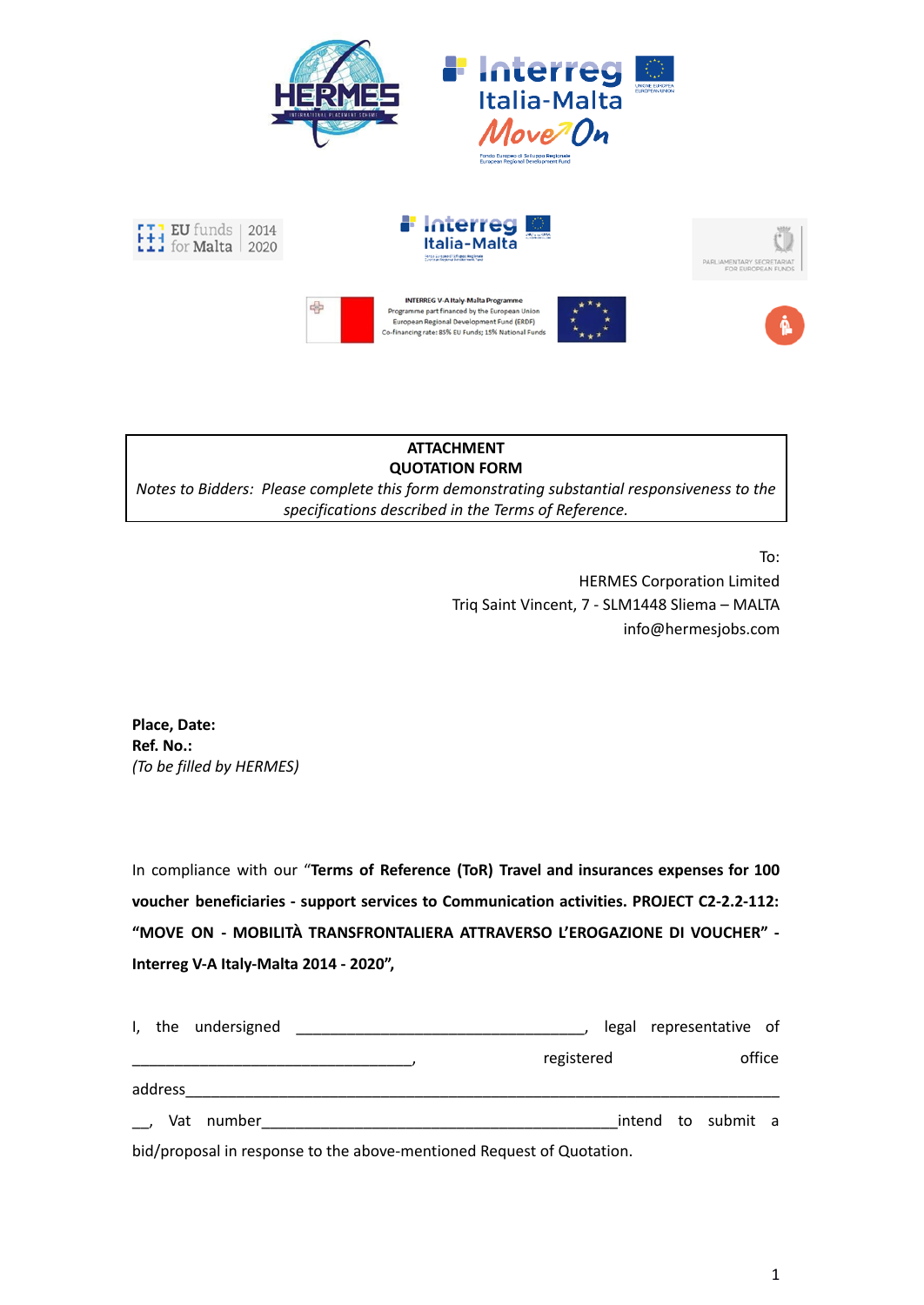**ATTACHMENT**
**QUOTATION FORM**

*Notes to Bidders: Please complete this form demonstrating substantial responsiveness to the specifications described in the Terms of Reference.*

To:
HERMES Corporation Limited
Triq Saint Vincent, 7 - SLM1448 Sliema – MALTA
info@hermesjobs.com

**Place, Date:**
**Ref. No.:**
*(To be filled by HERMES)*

In compliance with our "**Terms of Reference (ToR) Travel and insurances expenses for 100 voucher beneficiaries - support services to Communication activities. PROJECT C2-2.2-112: "MOVE ON - MOBILITÀ TRANSFRONTALIERA ATTRAVERSO L'EROGAZIONE DI VOUCHER" - Interreg V-A Italy-Malta 2014 - 2020",**

I, the undersigned __________________________________, legal representative of __________________________________, registered office address_____________________________________________________________________________ __, Vat number___________________________________________intend to submit a bid/proposal in response to the above-mentioned Request of Quotation.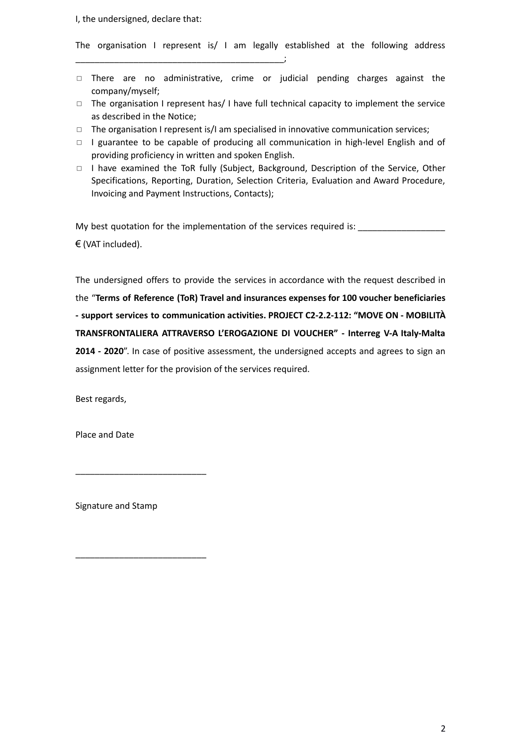I, the undersigned, declare that:

The organisation I represent is/ I am legally established at the following address ____________________________________________;

- □ There are no administrative, crime or judicial pending charges against the company/myself;
- □ The organisation I represent has/ I have full technical capacity to implement the service as described in the Notice;
- □ The organisation I represent is/I am specialised in innovative communication services;
- □ I guarantee to be capable of producing all communication in high-level English and of providing proficiency in written and spoken English.
- □ I have examined the ToR fully (Subject, Background, Description of the Service, Other Specifications, Reporting, Duration, Selection Criteria, Evaluation and Award Procedure, Invoicing and Payment Instructions, Contacts);

My best quotation for the implementation of the services required is: __________________ € (VAT included).

The undersigned offers to provide the services in accordance with the request described in the "**Terms of Reference (ToR) Travel and insurances expenses for 100 voucher beneficiaries - support services to communication activities. PROJECT C2-2.2-112: "MOVE ON - MOBILITÀ TRANSFRONTALIERA ATTRAVERSO L'EROGAZIONE DI VOUCHER" - Interreg V-A Italy-Malta 2014 - 2020**". In case of positive assessment, the undersigned accepts and agrees to sign an assignment letter for the provision of the services required.

Best regards,

Place and Date

___________________________

Signature and Stamp

___________________________